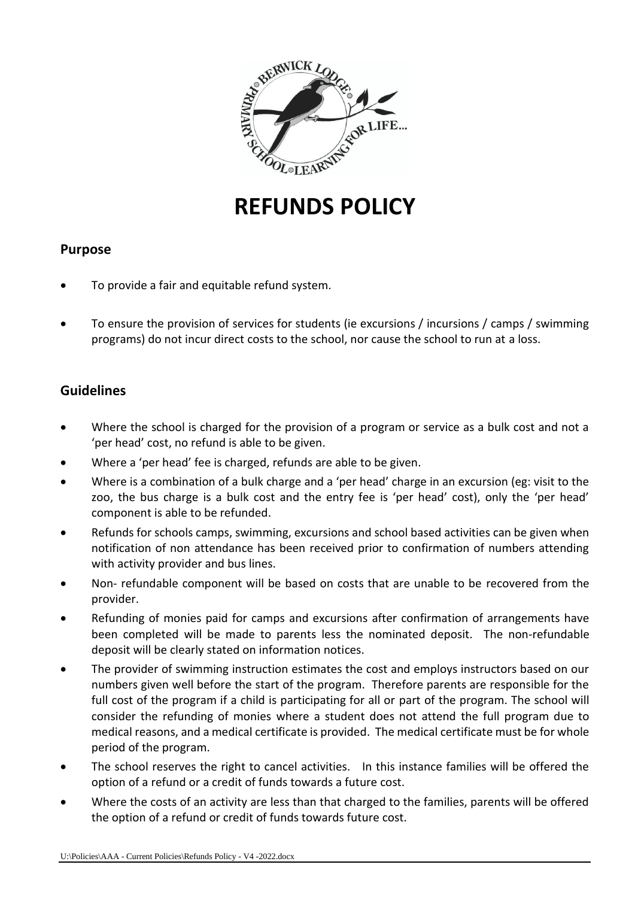# REFUNDS POLICY

## Purpose

- To provide a fair and equitable refund system.
- To ensure the provision of services for students (ie excursions / incursions / camps / swimming programs) do not incur direct costs to the school, nor cause the school to run at a loss.

## Guidelines

- Where the school is charged for the provision of a program or service as a bulk cost and not a 'per head' cost, no refund is able to be given.
- Where a 'per head' fee is charged, refunds are able to be given.
- Where is a combination of a bulk charge and a 'per head' charge in an excursion (eg: visit to the zoo, the bus charge is a bulk cost and the entry fee is 'per head' cost), only the 'per head' component is able to be refunded.
- Refunds for schools camps, swimming, excursions and school based activities can be given when notification of non attendance has been received prior to confirmation of numbers attending with activity provider and bus lines.
- Non- refundable component will be based on costs that are unable to be recovered from the provider.
- Refunding of monies paid for camps and excursions after confirmation of arrangements have been completed will be made to parents less the nominated deposit. The non-refundable deposit will be clearly stated on information notices.
- The provider of swimming instruction estimates the cost and employs instructors based on our numbers given well before the start of the program. Therefore parents are responsible for the full cost of the program if a child is participating for all or part of the program. The school will consider the refunding of monies where a student does not attend the full program due to medical reasons, and a medical certificate is provided. The medical certificate must be for whole period of the program.
- The school reserves the right to cancel activities. In this instance families will be offered the option of a refund or a credit of funds towards a future cost.
- Where the costs of an activity are less than that charged to the families, parents will be offered the option of a refund or credit of funds towards future cost.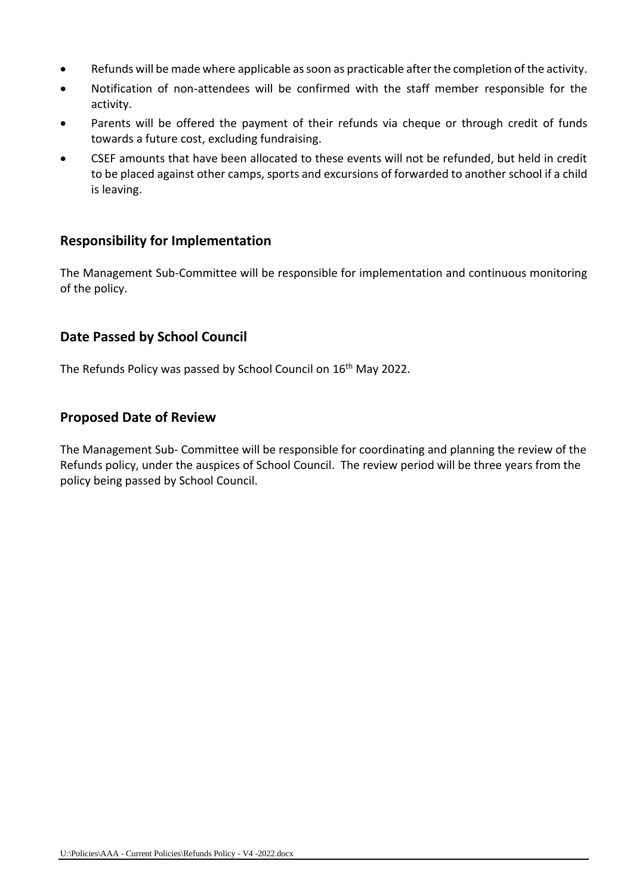- Refunds will be made where applicable as soon as practicable after the completion of the activity.
- Notification of non-attendees will be confirmed with the staff member responsible for the activity.
- Parents will be offered the payment of their refunds via cheque or through credit of funds towards a future cost, excluding fundraising.
- CSEF amounts that have been allocated to these events will not be refunded, but held in credit to be placed against other camps, sports and excursions of forwarded to another school if a child is leaving.

## Responsibility for Implementation

The Management Sub-Committee will be responsible for implementation and continuous monitoring of the policy.

## Date Passed by School Council

The Refunds Policy was passed by School Council on 16th May 2022.

## Proposed Date of Review

The Management Sub- Committee will be responsible for coordinating and planning the review of the Refunds policy, under the auspices of School Council. The review period will be three years from the policy being passed by School Council.